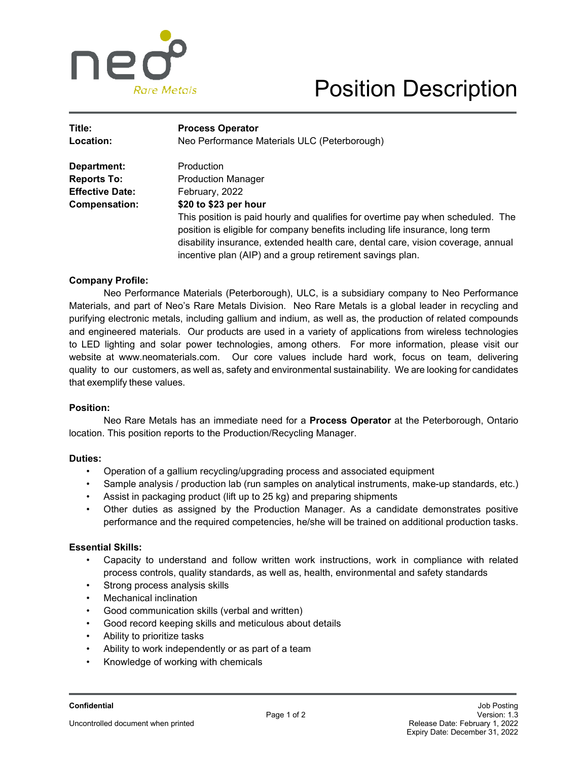# Position Description

| | |
|---|---|
| **Title:** | **Process Operator** |
| **Location:** | Neo Performance Materials ULC (Peterborough) |
| **Department:** | Production |
| **Reports To:** | Production Manager |
| **Effective Date:** | February, 2022 |
| **Compensation:** | **$20 to $23 per hour** |
| | This position is paid hourly and qualifies for overtime pay when scheduled. The position is eligible for company benefits including life insurance, long term disability insurance, extended health care, dental care, vision coverage, annual incentive plan (AIP) and a group retirement savings plan. |

**Company Profile:**

Neo Performance Materials (Peterborough), ULC, is a subsidiary company to Neo Performance Materials, and part of Neo's Rare Metals Division. Neo Rare Metals is a global leader in recycling and purifying electronic metals, including gallium and indium, as well as, the production of related compounds and engineered materials. Our products are used in a variety of applications from wireless technologies to LED lighting and solar power technologies, among others. For more information, please visit our website at www.neomaterials.com. Our core values include hard work, focus on team, delivering quality to our customers, as well as, safety and environmental sustainability. We are looking for candidates that exemplify these values.

**Position:**

Neo Rare Metals has an immediate need for a **Process Operator** at the Peterborough, Ontario location. This position reports to the Production/Recycling Manager.

**Duties:**

- Operation of a gallium recycling/upgrading process and associated equipment
- Sample analysis / production lab (run samples on analytical instruments, make-up standards, etc.)
- Assist in packaging product (lift up to 25 kg) and preparing shipments
- Other duties as assigned by the Production Manager. As a candidate demonstrates positive performance and the required competencies, he/she will be trained on additional production tasks.

**Essential Skills:**

- Capacity to understand and follow written work instructions, work in compliance with related process controls, quality standards, as well as, health, environmental and safety standards
- Strong process analysis skills
- Mechanical inclination
- Good communication skills (verbal and written)
- Good record keeping skills and meticulous about details
- Ability to prioritize tasks
- Ability to work independently or as part of a team
- Knowledge of working with chemicals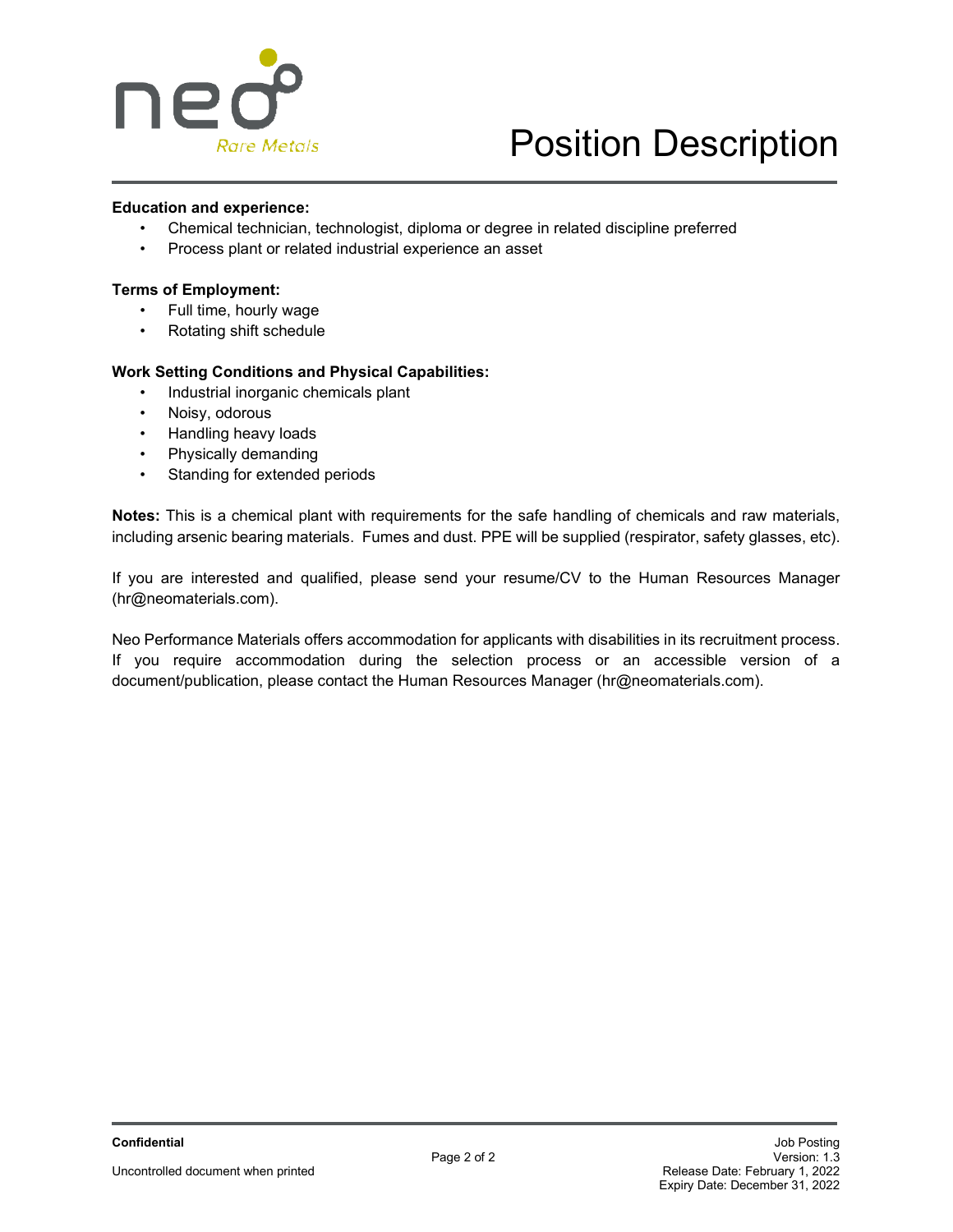**Education and experience:**

- Chemical technician, technologist, diploma or degree in related discipline preferred
- Process plant or related industrial experience an asset

**Terms of Employment:**

- Full time, hourly wage
- Rotating shift schedule

**Work Setting Conditions and Physical Capabilities:**

- Industrial inorganic chemicals plant
- Noisy, odorous
- Handling heavy loads
- Physically demanding
- Standing for extended periods

**Notes:** This is a chemical plant with requirements for the safe handling of chemicals and raw materials, including arsenic bearing materials. Fumes and dust. PPE will be supplied (respirator, safety glasses, etc).

If you are interested and qualified, please send your resume/CV to the Human Resources Manager (hr@neomaterials.com).

Neo Performance Materials offers accommodation for applicants with disabilities in its recruitment process. If you require accommodation during the selection process or an accessible version of a document/publication, please contact the Human Resources Manager (hr@neomaterials.com).